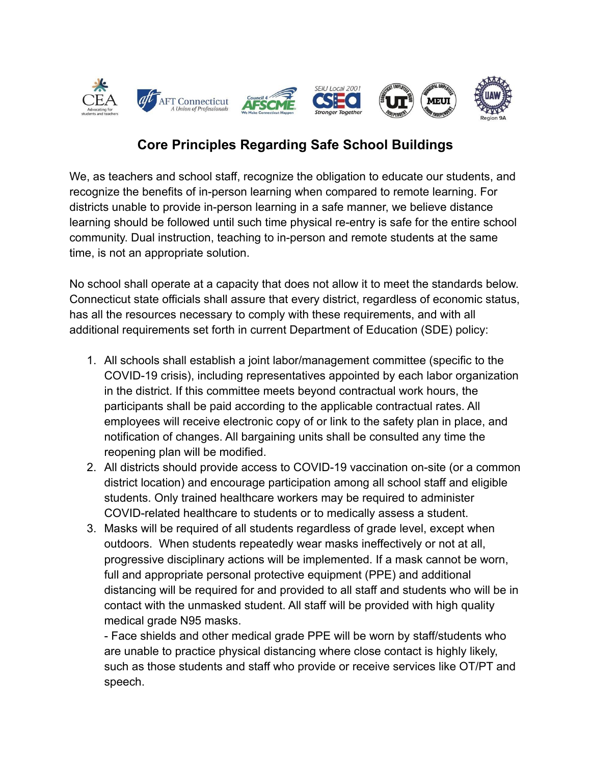# Core Principles Regarding Safe School Buildings

We, as teachers and school staff, recognize the obligation to educate our students, and recognize the benefits of in-person learning when compared to remote learning. For districts unable to provide in-person learning in a safe manner, we believe distance learning should be followed until such time physical re-entry is safe for the entire school community. Dual instruction, teaching to in-person and remote students at the same time, is not an appropriate solution.

No school shall operate at a capacity that does not allow it to meet the standards below. Connecticut state officials shall assure that every district, regardless of economic status, has all the resources necessary to comply with these requirements, and with all additional requirements set forth in current Department of Education (SDE) policy:

1. All schools shall establish a joint labor/management committee (specific to the COVID-19 crisis), including representatives appointed by each labor organization in the district. If this committee meets beyond contractual work hours, the participants shall be paid according to the applicable contractual rates. All employees will receive electronic copy of or link to the safety plan in place, and notification of changes. All bargaining units shall be consulted any time the reopening plan will be modified.
2. All districts should provide access to COVID-19 vaccination on-site (or a common district location) and encourage participation among all school staff and eligible students. Only trained healthcare workers may be required to administer COVID-related healthcare to students or to medically assess a student.
3. Masks will be required of all students regardless of grade level, except when outdoors. When students repeatedly wear masks ineffectively or not at all, progressive disciplinary actions will be implemented. If a mask cannot be worn, full and appropriate personal protective equipment (PPE) and additional distancing will be required for and provided to all staff and students who will be in contact with the unmasked student. All staff will be provided with high quality medical grade N95 masks.
   - Face shields and other medical grade PPE will be worn by staff/students who are unable to practice physical distancing where close contact is highly likely, such as those students and staff who provide or receive services like OT/PT and speech.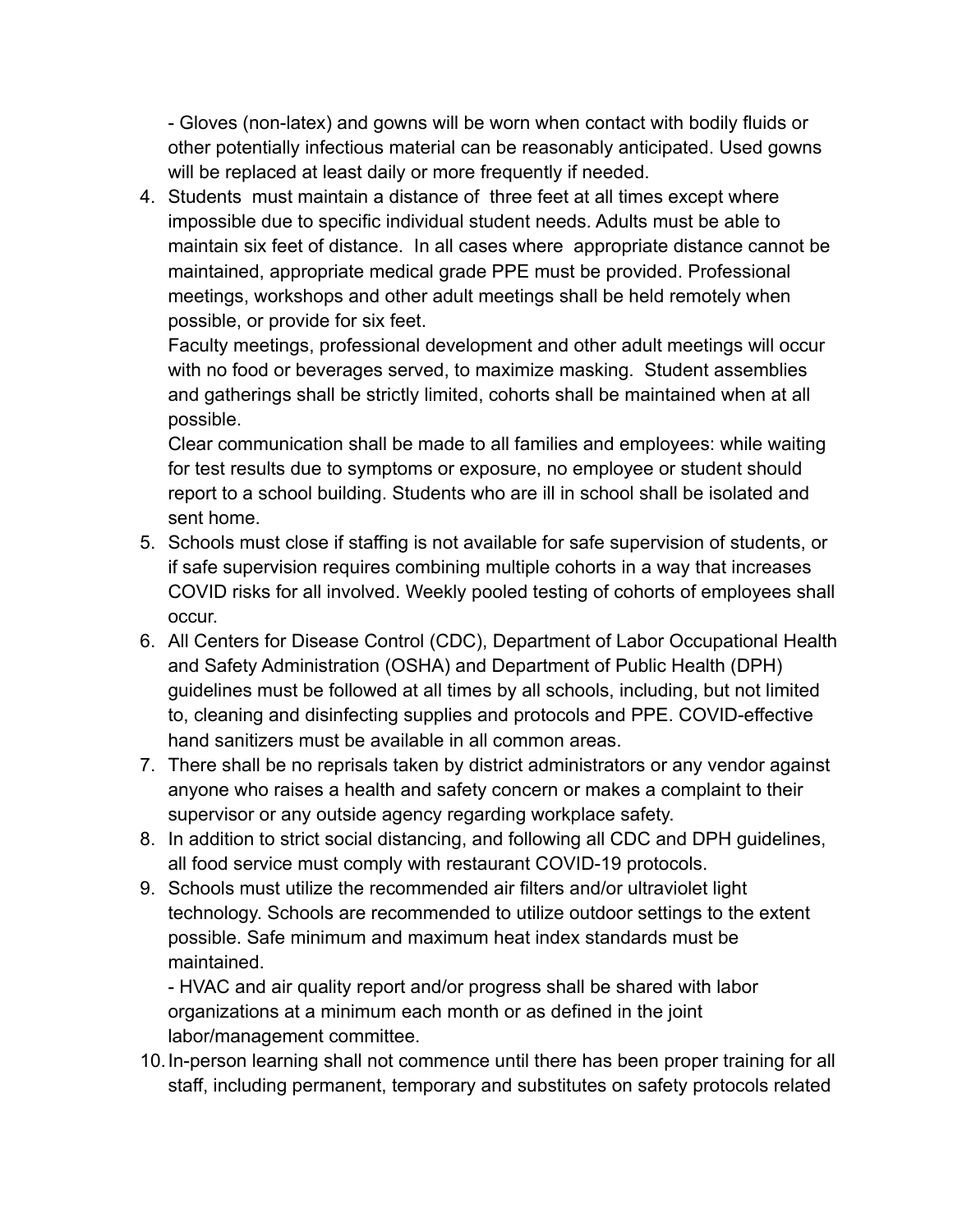- Gloves (non-latex) and gowns will be worn when contact with bodily fluids or other potentially infectious material can be reasonably anticipated. Used gowns will be replaced at least daily or more frequently if needed.

4. Students must maintain a distance of three feet at all times except where impossible due to specific individual student needs. Adults must be able to maintain six feet of distance. In all cases where appropriate distance cannot be maintained, appropriate medical grade PPE must be provided. Professional meetings, workshops and other adult meetings shall be held remotely when possible, or provide for six feet.

   Faculty meetings, professional development and other adult meetings will occur with no food or beverages served, to maximize masking. Student assemblies and gatherings shall be strictly limited, cohorts shall be maintained when at all possible.

   Clear communication shall be made to all families and employees: while waiting for test results due to symptoms or exposure, no employee or student should report to a school building. Students who are ill in school shall be isolated and sent home.

5. Schools must close if staffing is not available for safe supervision of students, or if safe supervision requires combining multiple cohorts in a way that increases COVID risks for all involved. Weekly pooled testing of cohorts of employees shall occur.

6. All Centers for Disease Control (CDC), Department of Labor Occupational Health and Safety Administration (OSHA) and Department of Public Health (DPH) guidelines must be followed at all times by all schools, including, but not limited to, cleaning and disinfecting supplies and protocols and PPE. COVID-effective hand sanitizers must be available in all common areas.

7. There shall be no reprisals taken by district administrators or any vendor against anyone who raises a health and safety concern or makes a complaint to their supervisor or any outside agency regarding workplace safety.

8. In addition to strict social distancing, and following all CDC and DPH guidelines, all food service must comply with restaurant COVID-19 protocols.

9. Schools must utilize the recommended air filters and/or ultraviolet light technology. Schools are recommended to utilize outdoor settings to the extent possible. Safe minimum and maximum heat index standards must be maintained.

   - HVAC and air quality report and/or progress shall be shared with labor organizations at a minimum each month or as defined in the joint labor/management committee.

10. In-person learning shall not commence until there has been proper training for all staff, including permanent, temporary and substitutes on safety protocols related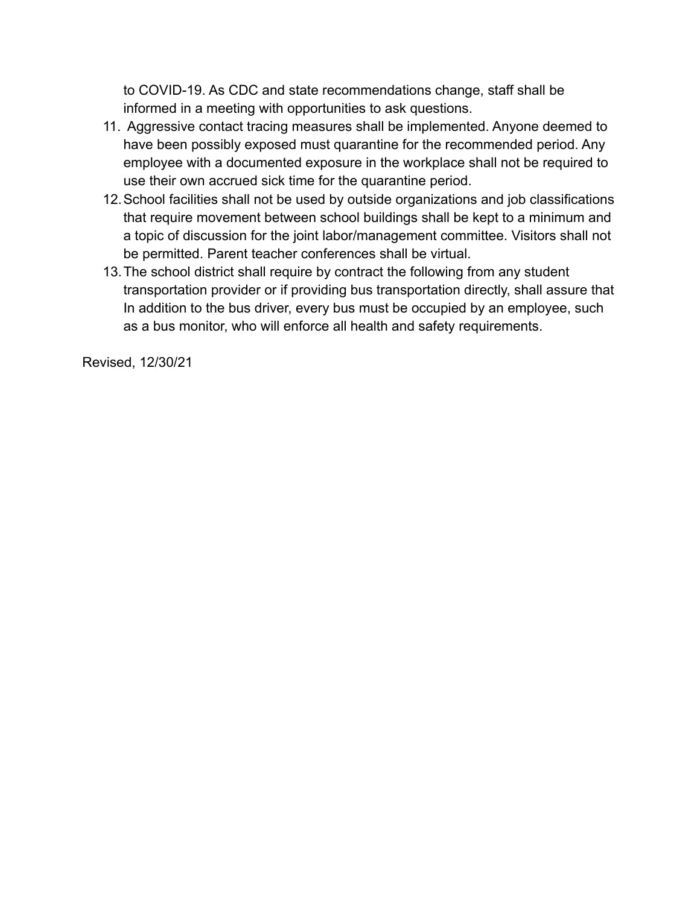to COVID-19. As CDC and state recommendations change, staff shall be informed in a meeting with opportunities to ask questions.

11. Aggressive contact tracing measures shall be implemented. Anyone deemed to have been possibly exposed must quarantine for the recommended period. Any employee with a documented exposure in the workplace shall not be required to use their own accrued sick time for the quarantine period.
12. School facilities shall not be used by outside organizations and job classifications that require movement between school buildings shall be kept to a minimum and a topic of discussion for the joint labor/management committee. Visitors shall not be permitted. Parent teacher conferences shall be virtual.
13. The school district shall require by contract the following from any student transportation provider or if providing bus transportation directly, shall assure that In addition to the bus driver, every bus must be occupied by an employee, such as a bus monitor, who will enforce all health and safety requirements.

Revised, 12/30/21